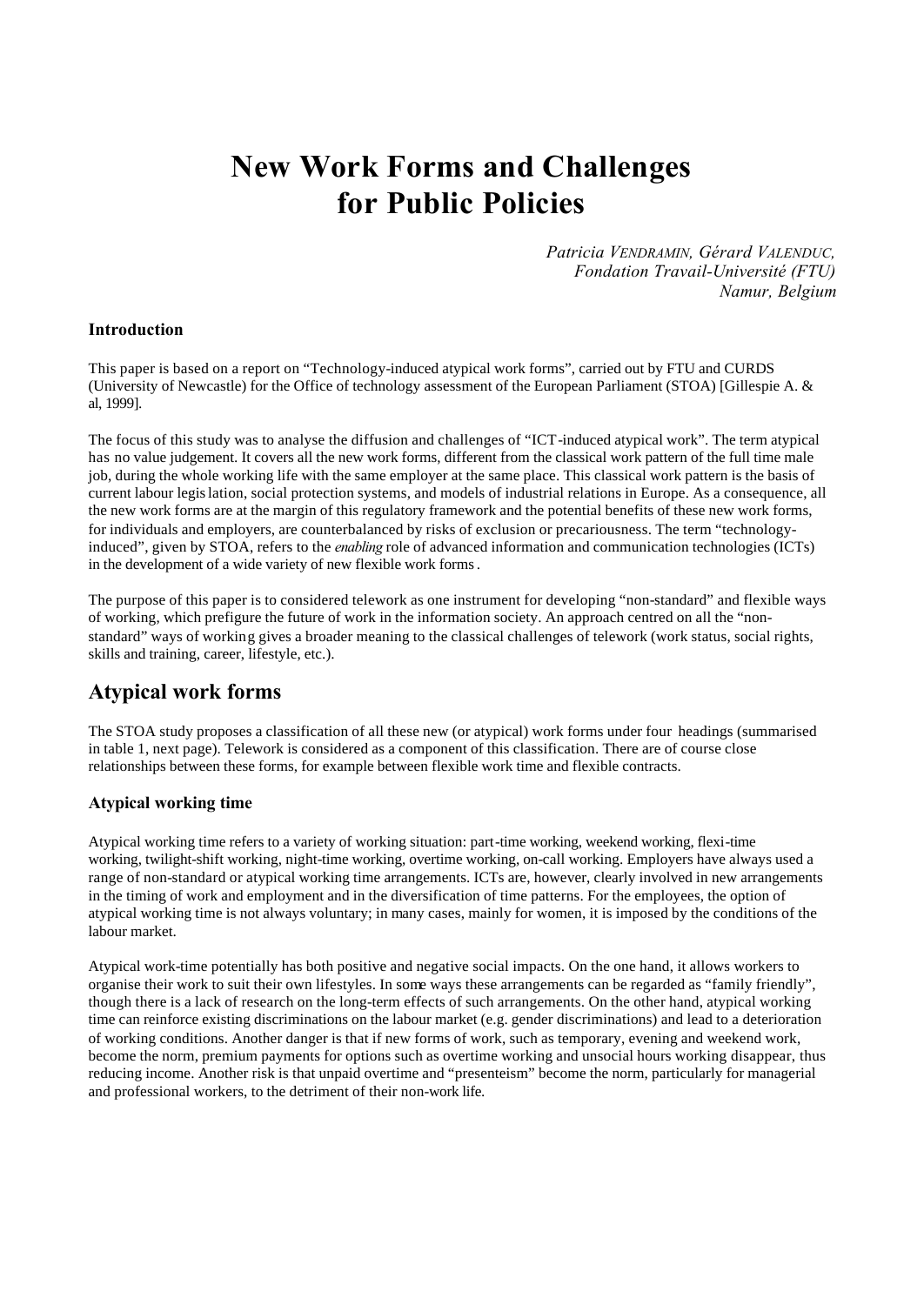# New Work Forms and Challenges for Public Policies

*Patricia VENDRAMIN, Gérard VALENDUC,*
*Fondation Travail-Université (FTU)*
*Namur, Belgium*

### Introduction

This paper is based on a report on "Technology-induced atypical work forms", carried out by FTU and CURDS (University of Newcastle) for the Office of technology assessment of the European Parliament (STOA) [Gillespie A. & al, 1999].

The focus of this study was to analyse the diffusion and challenges of "ICT-induced atypical work". The term atypical has no value judgement. It covers all the new work forms, different from the classical work pattern of the full time male job, during the whole working life with the same employer at the same place. This classical work pattern is the basis of current labour legislation, social protection systems, and models of industrial relations in Europe. As a consequence, all the new work forms are at the margin of this regulatory framework and the potential benefits of these new work forms, for individuals and employers, are counterbalanced by risks of exclusion or precariousness. The term "technology-induced", given by STOA, refers to the *enabling* role of advanced information and communication technologies (ICTs) in the development of a wide variety of new flexible work forms.

The purpose of this paper is to considered telework as one instrument for developing "non-standard" and flexible ways of working, which prefigure the future of work in the information society. An approach centred on all the "non-standard" ways of working gives a broader meaning to the classical challenges of telework (work status, social rights, skills and training, career, lifestyle, etc.).

## Atypical work forms

The STOA study proposes a classification of all these new (or atypical) work forms under four headings (summarised in table 1, next page). Telework is considered as a component of this classification. There are of course close relationships between these forms, for example between flexible work time and flexible contracts.

### Atypical working time

Atypical working time refers to a variety of working situation: part-time working, weekend working, flexi-time working, twilight-shift working, night-time working, overtime working, on-call working. Employers have always used a range of non-standard or atypical working time arrangements. ICTs are, however, clearly involved in new arrangements in the timing of work and employment and in the diversification of time patterns. For the employees, the option of atypical working time is not always voluntary; in many cases, mainly for women, it is imposed by the conditions of the labour market.

Atypical work-time potentially has both positive and negative social impacts. On the one hand, it allows workers to organise their work to suit their own lifestyles. In some ways these arrangements can be regarded as "family friendly", though there is a lack of research on the long-term effects of such arrangements. On the other hand, atypical working time can reinforce existing discriminations on the labour market (e.g. gender discriminations) and lead to a deterioration of working conditions. Another danger is that if new forms of work, such as temporary, evening and weekend work, become the norm, premium payments for options such as overtime working and unsocial hours working disappear, thus reducing income. Another risk is that unpaid overtime and "presenteeism" become the norm, particularly for managerial and professional workers, to the detriment of their non-work life.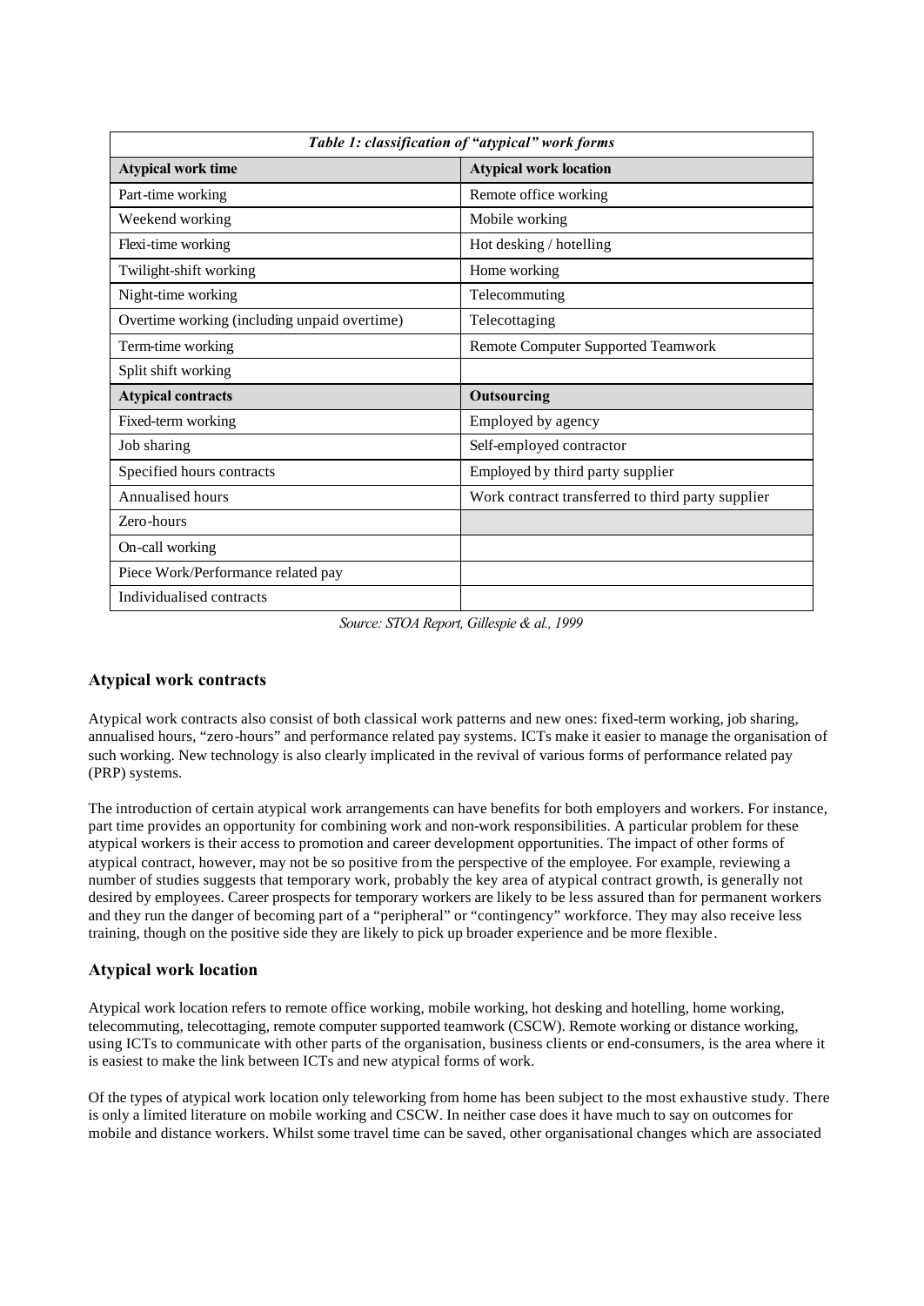| *Table 1: classification of "atypical" work forms* | |
|---|---|
| **Atypical work time** | **Atypical work location** |
| Part-time working | Remote office working |
| Weekend working | Mobile working |
| Flexi-time working | Hot desking / hotelling |
| Twilight-shift working | Home working |
| Night-time working | Telecommuting |
| Overtime working (including unpaid overtime) | Telecottaging |
| Term-time working | Remote Computer Supported Teamwork |
| Split shift working | |
| **Atypical contracts** | **Outsourcing** |
| Fixed-term working | Employed by agency |
| Job sharing | Self-employed contractor |
| Specified hours contracts | Employed by third party supplier |
| Annualised hours | Work contract transferred to third party supplier |
| Zero-hours | |
| On-call working | |
| Piece Work/Performance related pay | |
| Individualised contracts | |

*Source: STOA Report, Gillespie & al., 1999*

### Atypical work contracts

Atypical work contracts also consist of both classical work patterns and new ones: fixed-term working, job sharing, annualised hours, "zero-hours" and performance related pay systems. ICTs make it easier to manage the organisation of such working. New technology is also clearly implicated in the revival of various forms of performance related pay (PRP) systems.

The introduction of certain atypical work arrangements can have benefits for both employers and workers. For instance, part time provides an opportunity for combining work and non-work responsibilities. A particular problem for these atypical workers is their access to promotion and career development opportunities. The impact of other forms of atypical contract, however, may not be so positive from the perspective of the employee. For example, reviewing a number of studies suggests that temporary work, probably the key area of atypical contract growth, is generally not desired by employees. Career prospects for temporary workers are likely to be less assured than for permanent workers and they run the danger of becoming part of a "peripheral" or "contingency" workforce. They may also receive less training, though on the positive side they are likely to pick up broader experience and be more flexible.

### Atypical work location

Atypical work location refers to remote office working, mobile working, hot desking and hotelling, home working, telecommuting, telecottaging, remote computer supported teamwork (CSCW). Remote working or distance working, using ICTs to communicate with other parts of the organisation, business clients or end-consumers, is the area where it is easiest to make the link between ICTs and new atypical forms of work.

Of the types of atypical work location only teleworking from home has been subject to the most exhaustive study. There is only a limited literature on mobile working and CSCW. In neither case does it have much to say on outcomes for mobile and distance workers. Whilst some travel time can be saved, other organisational changes which are associated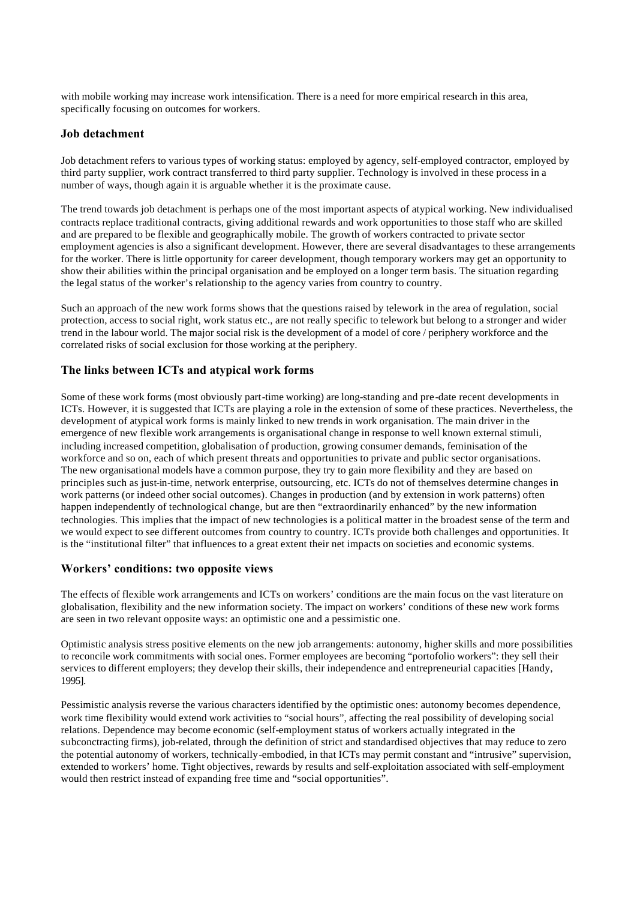with mobile working may increase work intensification. There is a need for more empirical research in this area, specifically focusing on outcomes for workers.

### Job detachment

Job detachment refers to various types of working status: employed by agency, self-employed contractor, employed by third party supplier, work contract transferred to third party supplier. Technology is involved in these process in a number of ways, though again it is arguable whether it is the proximate cause.

The trend towards job detachment is perhaps one of the most important aspects of atypical working. New individualised contracts replace traditional contracts, giving additional rewards and work opportunities to those staff who are skilled and are prepared to be flexible and geographically mobile. The growth of workers contracted to private sector employment agencies is also a significant development. However, there are several disadvantages to these arrangements for the worker. There is little opportunity for career development, though temporary workers may get an opportunity to show their abilities within the principal organisation and be employed on a longer term basis. The situation regarding the legal status of the worker's relationship to the agency varies from country to country.

Such an approach of the new work forms shows that the questions raised by telework in the area of regulation, social protection, access to social right, work status etc., are not really specific to telework but belong to a stronger and wider trend in the labour world. The major social risk is the development of a model of core / periphery workforce and the correlated risks of social exclusion for those working at the periphery.

### The links between ICTs and atypical work forms

Some of these work forms (most obviously part-time working) are long-standing and pre-date recent developments in ICTs. However, it is suggested that ICTs are playing a role in the extension of some of these practices. Nevertheless, the development of atypical work forms is mainly linked to new trends in work organisation. The main driver in the emergence of new flexible work arrangements is organisational change in response to well known external stimuli, including increased competition, globalisation of production, growing consumer demands, feminisation of the workforce and so on, each of which present threats and opportunities to private and public sector organisations. The new organisational models have a common purpose, they try to gain more flexibility and they are based on principles such as just-in-time, network enterprise, outsourcing, etc. ICTs do not of themselves determine changes in work patterns (or indeed other social outcomes). Changes in production (and by extension in work patterns) often happen independently of technological change, but are then "extraordinarily enhanced" by the new information technologies. This implies that the impact of new technologies is a political matter in the broadest sense of the term and we would expect to see different outcomes from country to country. ICTs provide both challenges and opportunities. It is the "institutional filter" that influences to a great extent their net impacts on societies and economic systems.

### Workers' conditions: two opposite views

The effects of flexible work arrangements and ICTs on workers' conditions are the main focus on the vast literature on globalisation, flexibility and the new information society. The impact on workers' conditions of these new work forms are seen in two relevant opposite ways: an optimistic one and a pessimistic one.

Optimistic analysis stress positive elements on the new job arrangements: autonomy, higher skills and more possibilities to reconcile work commitments with social ones. Former employees are becoming "portofolio workers": they sell their services to different employers; they develop their skills, their independence and entrepreneurial capacities [Handy, 1995].

Pessimistic analysis reverse the various characters identified by the optimistic ones: autonomy becomes dependence, work time flexibility would extend work activities to "social hours", affecting the real possibility of developing social relations. Dependence may become economic (self-employment status of workers actually integrated in the subconctracting firms), job-related, through the definition of strict and standardised objectives that may reduce to zero the potential autonomy of workers, technically-embodied, in that ICTs may permit constant and "intrusive" supervision, extended to workers' home. Tight objectives, rewards by results and self-exploitation associated with self-employment would then restrict instead of expanding free time and "social opportunities".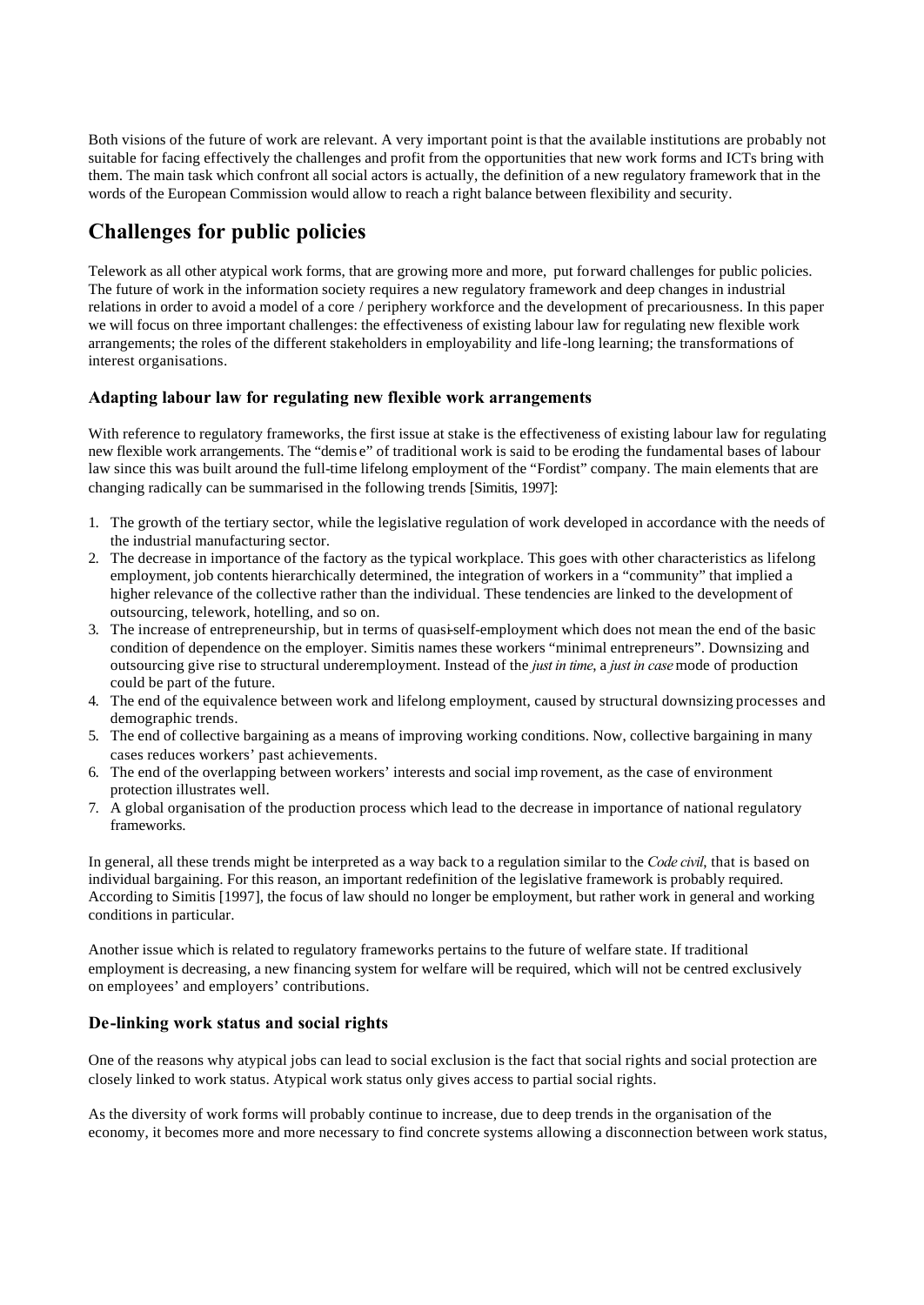Both visions of the future of work are relevant. A very important point is that the available institutions are probably not suitable for facing effectively the challenges and profit from the opportunities that new work forms and ICTs bring with them. The main task which confront all social actors is actually, the definition of a new regulatory framework that in the words of the European Commission would allow to reach a right balance between flexibility and security.

## Challenges for public policies

Telework as all other atypical work forms, that are growing more and more, put forward challenges for public policies. The future of work in the information society requires a new regulatory framework and deep changes in industrial relations in order to avoid a model of a core / periphery workforce and the development of precariousness. In this paper we will focus on three important challenges: the effectiveness of existing labour law for regulating new flexible work arrangements; the roles of the different stakeholders in employability and life-long learning; the transformations of interest organisations.

### Adapting labour law for regulating new flexible work arrangements

With reference to regulatory frameworks, the first issue at stake is the effectiveness of existing labour law for regulating new flexible work arrangements. The "demise" of traditional work is said to be eroding the fundamental bases of labour law since this was built around the full-time lifelong employment of the "Fordist" company. The main elements that are changing radically can be summarised in the following trends [Simitis, 1997]:

1. The growth of the tertiary sector, while the legislative regulation of work developed in accordance with the needs of the industrial manufacturing sector.
2. The decrease in importance of the factory as the typical workplace. This goes with other characteristics as lifelong employment, job contents hierarchically determined, the integration of workers in a "community" that implied a higher relevance of the collective rather than the individual. These tendencies are linked to the development of outsourcing, telework, hotelling, and so on.
3. The increase of entrepreneurship, but in terms of quasi-self-employment which does not mean the end of the basic condition of dependence on the employer. Simitis names these workers "minimal entrepreneurs". Downsizing and outsourcing give rise to structural underemployment. Instead of the *just in time*, a *just in case* mode of production could be part of the future.
4. The end of the equivalence between work and lifelong employment, caused by structural downsizing processes and demographic trends.
5. The end of collective bargaining as a means of improving working conditions. Now, collective bargaining in many cases reduces workers' past achievements.
6. The end of the overlapping between workers' interests and social improvement, as the case of environment protection illustrates well.
7. A global organisation of the production process which lead to the decrease in importance of national regulatory frameworks.

In general, all these trends might be interpreted as a way back to a regulation similar to the *Code civil*, that is based on individual bargaining. For this reason, an important redefinition of the legislative framework is probably required. According to Simitis [1997], the focus of law should no longer be employment, but rather work in general and working conditions in particular.

Another issue which is related to regulatory frameworks pertains to the future of welfare state. If traditional employment is decreasing, a new financing system for welfare will be required, which will not be centred exclusively on employees' and employers' contributions.

### De-linking work status and social rights

One of the reasons why atypical jobs can lead to social exclusion is the fact that social rights and social protection are closely linked to work status. Atypical work status only gives access to partial social rights.

As the diversity of work forms will probably continue to increase, due to deep trends in the organisation of the economy, it becomes more and more necessary to find concrete systems allowing a disconnection between work status,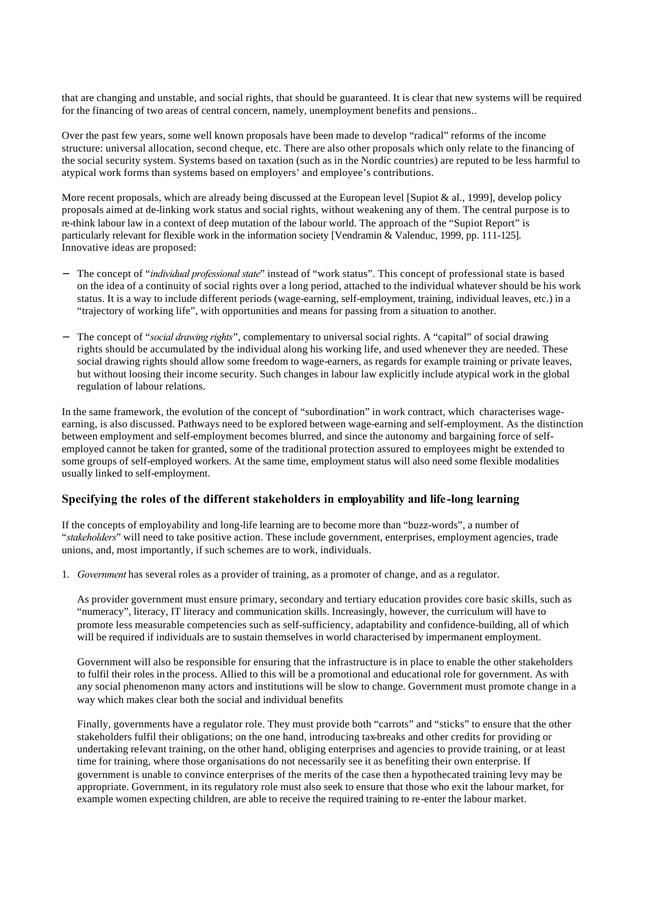that are changing and unstable, and social rights, that should be guaranteed. It is clear that new systems will be required for the financing of two areas of central concern, namely, unemployment benefits and pensions..

Over the past few years, some well known proposals have been made to develop "radical" reforms of the income structure: universal allocation, second cheque, etc. There are also other proposals which only relate to the financing of the social security system. Systems based on taxation (such as in the Nordic countries) are reputed to be less harmful to atypical work forms than systems based on employers' and employee's contributions.

More recent proposals, which are already being discussed at the European level [Supiot & al., 1999], develop policy proposals aimed at de-linking work status and social rights, without weakening any of them. The central purpose is to re-think labour law in a context of deep mutation of the labour world. The approach of the "Supiot Report" is particularly relevant for flexible work in the information society [Vendramin & Valenduc, 1999, pp. 111-125]. Innovative ideas are proposed:

- The concept of "*individual professional state*" instead of "work status". This concept of professional state is based on the idea of a continuity of social rights over a long period, attached to the individual whatever should be his work status. It is a way to include different periods (wage-earning, self-employment, training, individual leaves, etc.) in a "trajectory of working life", with opportunities and means for passing from a situation to another.
- The concept of "*social drawing rights*", complementary to universal social rights. A "capital" of social drawing rights should be accumulated by the individual along his working life, and used whenever they are needed. These social drawing rights should allow some freedom to wage-earners, as regards for example training or private leaves, but without loosing their income security. Such changes in labour law explicitly include atypical work in the global regulation of labour relations.

In the same framework, the evolution of the concept of "subordination" in work contract, which characterises wage-earning, is also discussed. Pathways need to be explored between wage-earning and self-employment. As the distinction between employment and self-employment becomes blurred, and since the autonomy and bargaining force of self-employed cannot be taken for granted, some of the traditional protection assured to employees might be extended to some groups of self-employed workers. At the same time, employment status will also need some flexible modalities usually linked to self-employment.

## Specifying the roles of the different stakeholders in employability and life-long learning

If the concepts of employability and long-life learning are to become more than "buzz-words", a number of "*stakeholders*" will need to take positive action. These include government, enterprises, employment agencies, trade unions, and, most importantly, if such schemes are to work, individuals.

1. *Government* has several roles as a provider of training, as a promoter of change, and as a regulator.

   As provider government must ensure primary, secondary and tertiary education provides core basic skills, such as "numeracy", literacy, IT literacy and communication skills. Increasingly, however, the curriculum will have to promote less measurable competencies such as self-sufficiency, adaptability and confidence-building, all of which will be required if individuals are to sustain themselves in world characterised by impermanent employment.

   Government will also be responsible for ensuring that the infrastructure is in place to enable the other stakeholders to fulfil their roles in the process. Allied to this will be a promotional and educational role for government. As with any social phenomenon many actors and institutions will be slow to change. Government must promote change in a way which makes clear both the social and individual benefits

   Finally, governments have a regulator role. They must provide both "carrots" and "sticks" to ensure that the other stakeholders fulfil their obligations; on the one hand, introducing tax-breaks and other credits for providing or undertaking relevant training, on the other hand, obliging enterprises and agencies to provide training, or at least time for training, where those organisations do not necessarily see it as benefiting their own enterprise. If government is unable to convince enterprises of the merits of the case then a hypothecated training levy may be appropriate. Government, in its regulatory role must also seek to ensure that those who exit the labour market, for example women expecting children, are able to receive the required training to re-enter the labour market.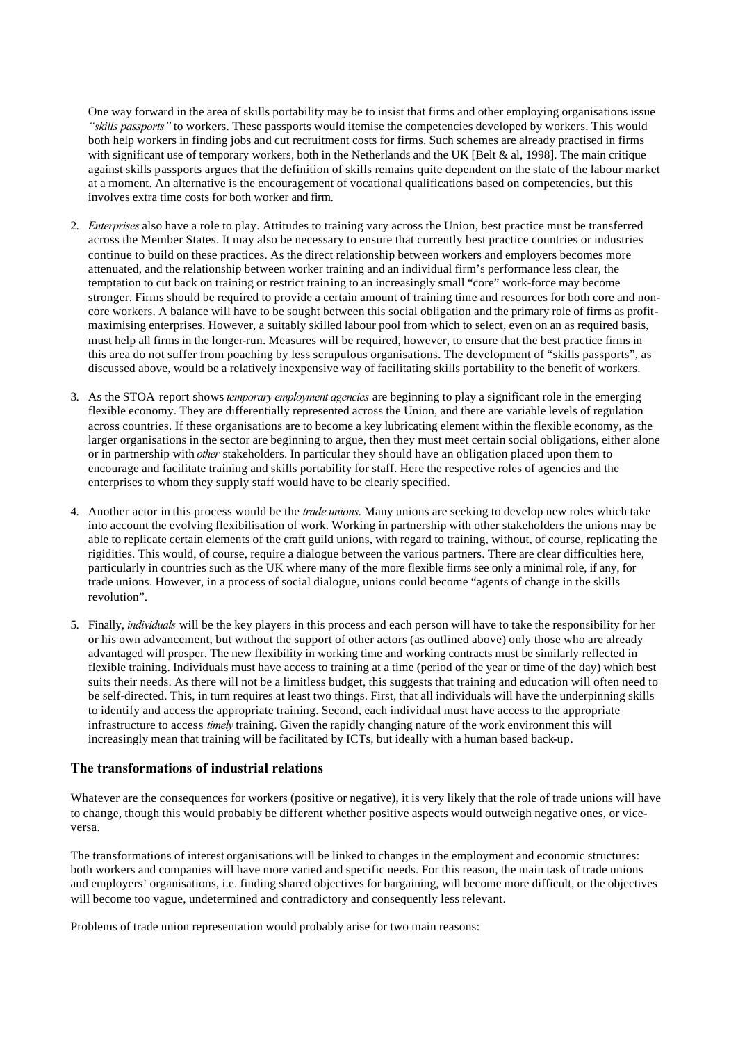One way forward in the area of skills portability may be to insist that firms and other employing organisations issue *"skills passports"* to workers. These passports would itemise the competencies developed by workers. This would both help workers in finding jobs and cut recruitment costs for firms. Such schemes are already practised in firms with significant use of temporary workers, both in the Netherlands and the UK [Belt & al, 1998]. The main critique against skills passports argues that the definition of skills remains quite dependent on the state of the labour market at a moment. An alternative is the encouragement of vocational qualifications based on competencies, but this involves extra time costs for both worker and firm.

2. *Enterprises* also have a role to play. Attitudes to training vary across the Union, best practice must be transferred across the Member States. It may also be necessary to ensure that currently best practice countries or industries continue to build on these practices. As the direct relationship between workers and employers becomes more attenuated, and the relationship between worker training and an individual firm's performance less clear, the temptation to cut back on training or restrict training to an increasingly small "core" work-force may become stronger. Firms should be required to provide a certain amount of training time and resources for both core and non-core workers. A balance will have to be sought between this social obligation and the primary role of firms as profit-maximising enterprises. However, a suitably skilled labour pool from which to select, even on an as required basis, must help all firms in the longer-run. Measures will be required, however, to ensure that the best practice firms in this area do not suffer from poaching by less scrupulous organisations. The development of "skills passports", as discussed above, would be a relatively inexpensive way of facilitating skills portability to the benefit of workers.

3. As the STOA report shows *temporary employment agencies* are beginning to play a significant role in the emerging flexible economy. They are differentially represented across the Union, and there are variable levels of regulation across countries. If these organisations are to become a key lubricating element within the flexible economy, as the larger organisations in the sector are beginning to argue, then they must meet certain social obligations, either alone or in partnership with *other* stakeholders. In particular they should have an obligation placed upon them to encourage and facilitate training and skills portability for staff. Here the respective roles of agencies and the enterprises to whom they supply staff would have to be clearly specified.

4. Another actor in this process would be the *trade unions*. Many unions are seeking to develop new roles which take into account the evolving flexibilisation of work. Working in partnership with other stakeholders the unions may be able to replicate certain elements of the craft guild unions, with regard to training, without, of course, replicating the rigidities. This would, of course, require a dialogue between the various partners. There are clear difficulties here, particularly in countries such as the UK where many of the more flexible firms see only a minimal role, if any, for trade unions. However, in a process of social dialogue, unions could become "agents of change in the skills revolution".

5. Finally, *individuals* will be the key players in this process and each person will have to take the responsibility for her or his own advancement, but without the support of other actors (as outlined above) only those who are already advantaged will prosper. The new flexibility in working time and working contracts must be similarly reflected in flexible training. Individuals must have access to training at a time (period of the year or time of the day) which best suits their needs. As there will not be a limitless budget, this suggests that training and education will often need to be self-directed. This, in turn requires at least two things. First, that all individuals will have the underpinning skills to identify and access the appropriate training. Second, each individual must have access to the appropriate infrastructure to access *timely* training. Given the rapidly changing nature of the work environment this will increasingly mean that training will be facilitated by ICTs, but ideally with a human based back-up.

### The transformations of industrial relations

Whatever are the consequences for workers (positive or negative), it is very likely that the role of trade unions will have to change, though this would probably be different whether positive aspects would outweigh negative ones, or vice-versa.

The transformations of interest organisations will be linked to changes in the employment and economic structures: both workers and companies will have more varied and specific needs. For this reason, the main task of trade unions and employers' organisations, i.e. finding shared objectives for bargaining, will become more difficult, or the objectives will become too vague, undetermined and contradictory and consequently less relevant.

Problems of trade union representation would probably arise for two main reasons: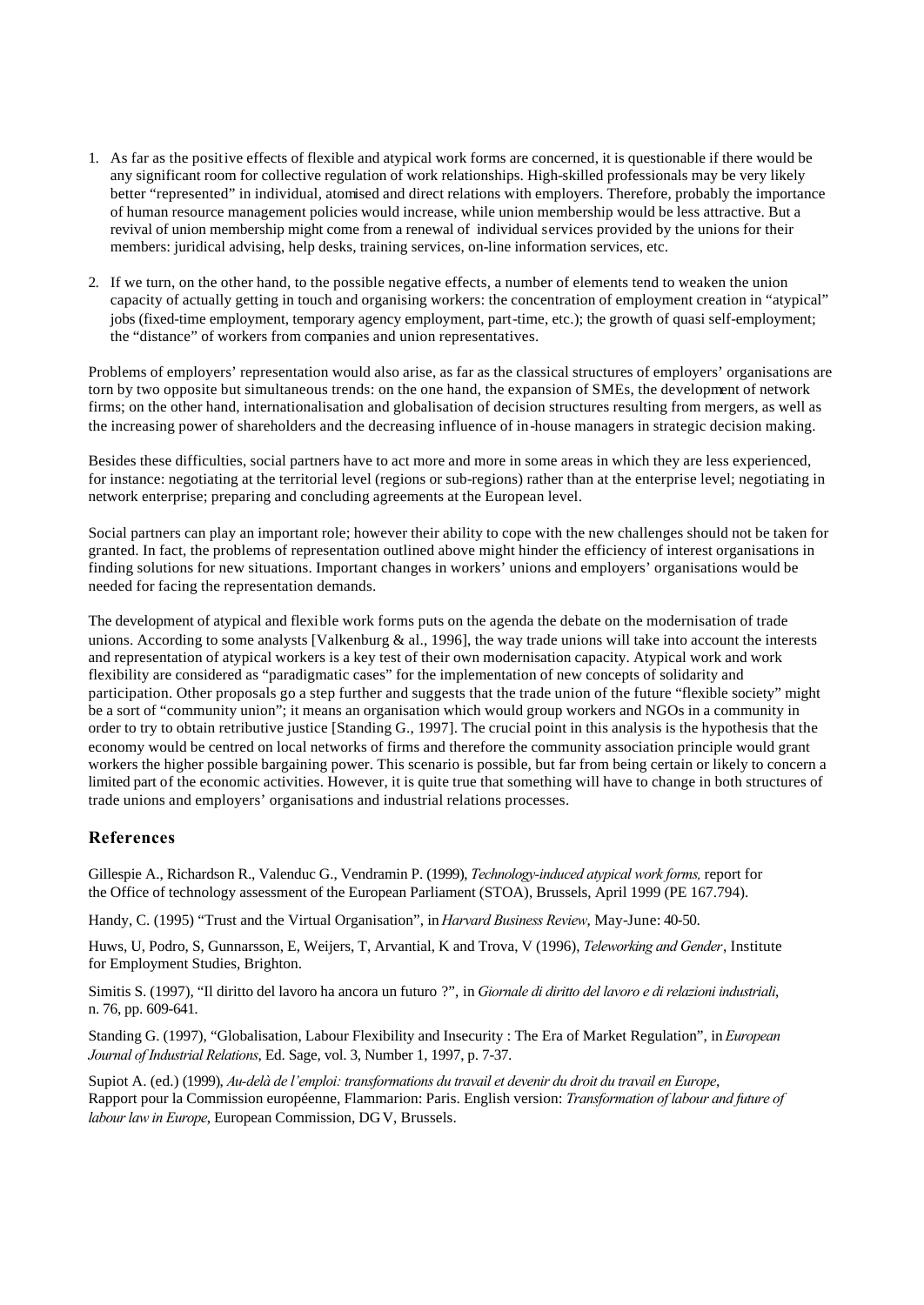1. As far as the positive effects of flexible and atypical work forms are concerned, it is questionable if there would be any significant room for collective regulation of work relationships. High-skilled professionals may be very likely better "represented" in individual, atomised and direct relations with employers. Therefore, probably the importance of human resource management policies would increase, while union membership would be less attractive. But a revival of union membership might come from a renewal of individual services provided by the unions for their members: juridical advising, help desks, training services, on-line information services, etc.

2. If we turn, on the other hand, to the possible negative effects, a number of elements tend to weaken the union capacity of actually getting in touch and organising workers: the concentration of employment creation in "atypical" jobs (fixed-time employment, temporary agency employment, part-time, etc.); the growth of quasi self-employment; the "distance" of workers from companies and union representatives.

Problems of employers' representation would also arise, as far as the classical structures of employers' organisations are torn by two opposite but simultaneous trends: on the one hand, the expansion of SMEs, the development of network firms; on the other hand, internationalisation and globalisation of decision structures resulting from mergers, as well as the increasing power of shareholders and the decreasing influence of in-house managers in strategic decision making.

Besides these difficulties, social partners have to act more and more in some areas in which they are less experienced, for instance: negotiating at the territorial level (regions or sub-regions) rather than at the enterprise level; negotiating in network enterprise; preparing and concluding agreements at the European level.

Social partners can play an important role; however their ability to cope with the new challenges should not be taken for granted. In fact, the problems of representation outlined above might hinder the efficiency of interest organisations in finding solutions for new situations. Important changes in workers' unions and employers' organisations would be needed for facing the representation demands.

The development of atypical and flexible work forms puts on the agenda the debate on the modernisation of trade unions. According to some analysts [Valkenburg & al., 1996], the way trade unions will take into account the interests and representation of atypical workers is a key test of their own modernisation capacity. Atypical work and work flexibility are considered as "paradigmatic cases" for the implementation of new concepts of solidarity and participation. Other proposals go a step further and suggests that the trade union of the future "flexible society" might be a sort of "community union"; it means an organisation which would group workers and NGOs in a community in order to try to obtain retributive justice [Standing G., 1997]. The crucial point in this analysis is the hypothesis that the economy would be centred on local networks of firms and therefore the community association principle would grant workers the higher possible bargaining power. This scenario is possible, but far from being certain or likely to concern a limited part of the economic activities. However, it is quite true that something will have to change in both structures of trade unions and employers' organisations and industrial relations processes.

## References

Gillespie A., Richardson R., Valenduc G., Vendramin P. (1999), *Technology-induced atypical work forms,* report for the Office of technology assessment of the European Parliament (STOA), Brussels, April 1999 (PE 167.794).

Handy, C. (1995) "Trust and the Virtual Organisation", in *Harvard Business Review*, May-June: 40-50.

Huws, U, Podro, S, Gunnarsson, E, Weijers, T, Arvantial, K and Trova, V (1996), *Teleworking and Gender*, Institute for Employment Studies, Brighton.

Simitis S. (1997), "Il diritto del lavoro ha ancora un futuro ?", in *Giornale di diritto del lavoro e di relazioni industriali*, n. 76, pp. 609-641.

Standing G. (1997), "Globalisation, Labour Flexibility and Insecurity : The Era of Market Regulation", in *European Journal of Industrial Relations*, Ed. Sage, vol. 3, Number 1, 1997, p. 7-37.

Supiot A. (ed.) (1999), *Au-delà de l'emploi: transformations du travail et devenir du droit du travail en Europe*, Rapport pour la Commission européenne, Flammarion: Paris. English version: *Transformation of labour and future of labour law in Europe*, European Commission, DGV, Brussels.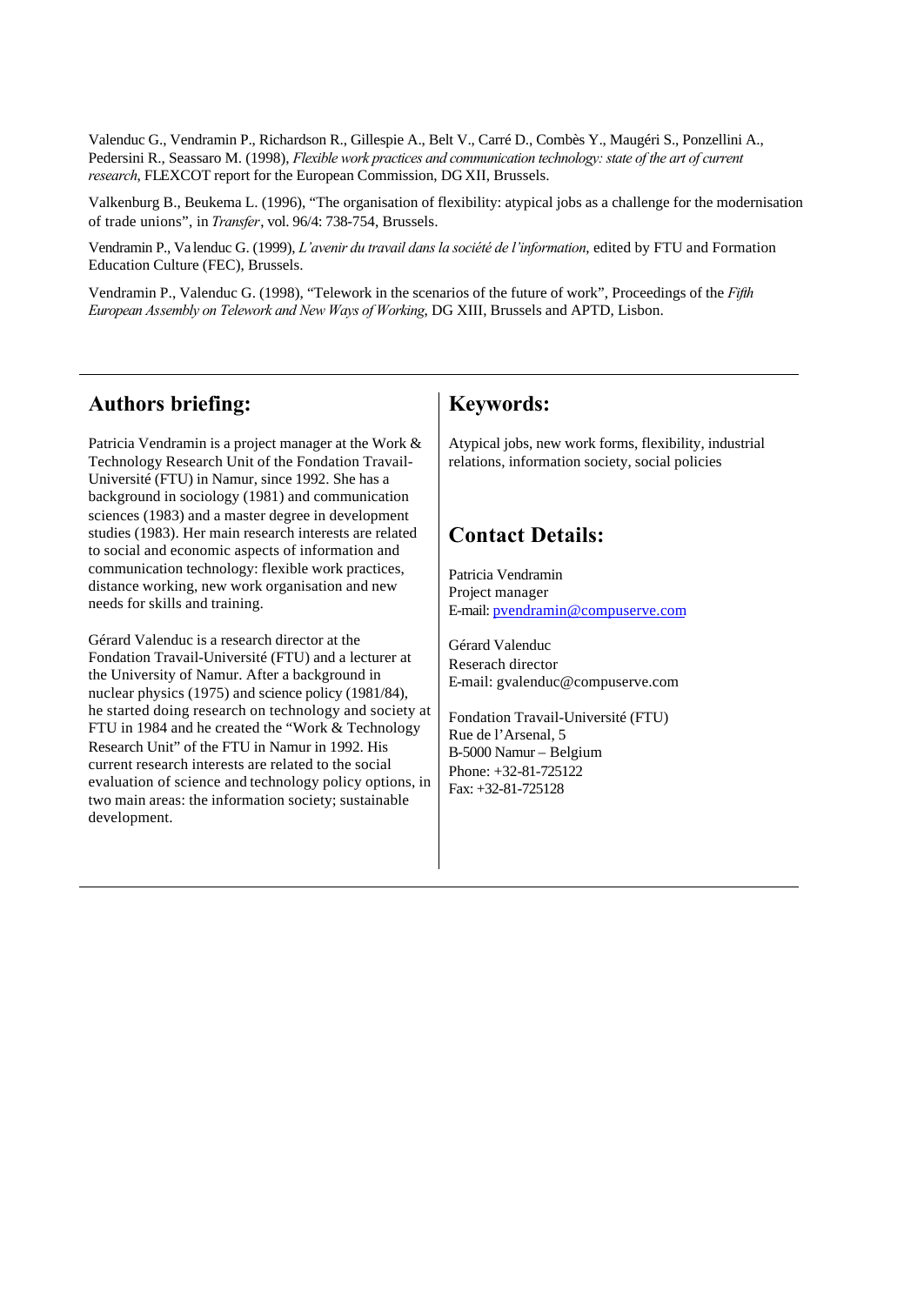Valenduc G., Vendramin P., Richardson R., Gillespie A., Belt V., Carré D., Combès Y., Maugéri S., Ponzellini A., Pedersini R., Seassaro M. (1998), *Flexible work practices and communication technology: state of the art of current research*, FLEXCOT report for the European Commission, DG XII, Brussels.

Valkenburg B., Beukema L. (1996), "The organisation of flexibility: atypical jobs as a challenge for the modernisation of trade unions", in *Transfer*, vol. 96/4: 738-754, Brussels.

Vendramin P., Valenduc G. (1999), *L'avenir du travail dans la société de l'information*, edited by FTU and Formation Education Culture (FEC), Brussels.

Vendramin P., Valenduc G. (1998), "Telework in the scenarios of the future of work", Proceedings of the *Fifth European Assembly on Telework and New Ways of Working*, DG XIII, Brussels and APTD, Lisbon.

---

## Authors briefing:

Patricia Vendramin is a project manager at the Work & Technology Research Unit of the Fondation Travail-Université (FTU) in Namur, since 1992. She has a background in sociology (1981) and communication sciences (1983) and a master degree in development studies (1983). Her main research interests are related to social and economic aspects of information and communication technology: flexible work practices, distance working, new work organisation and new needs for skills and training.

Gérard Valenduc is a research director at the Fondation Travail-Université (FTU) and a lecturer at the University of Namur. After a background in nuclear physics (1975) and science policy (1981/84), he started doing research on technology and society at FTU in 1984 and he created the "Work & Technology Research Unit" of the FTU in Namur in 1992. His current research interests are related to the social evaluation of science and technology policy options, in two main areas: the information society; sustainable development.

## Keywords:

Atypical jobs, new work forms, flexibility, industrial relations, information society, social policies

## Contact Details:

Patricia Vendramin
Project manager
E-mail: pvendramin@compuserve.com

Gérard Valenduc
Reserach director
E-mail: gvalenduc@compuserve.com

Fondation Travail-Université (FTU)
Rue de l'Arsenal, 5
B-5000 Namur – Belgium
Phone: +32-81-725122
Fax: +32-81-725128